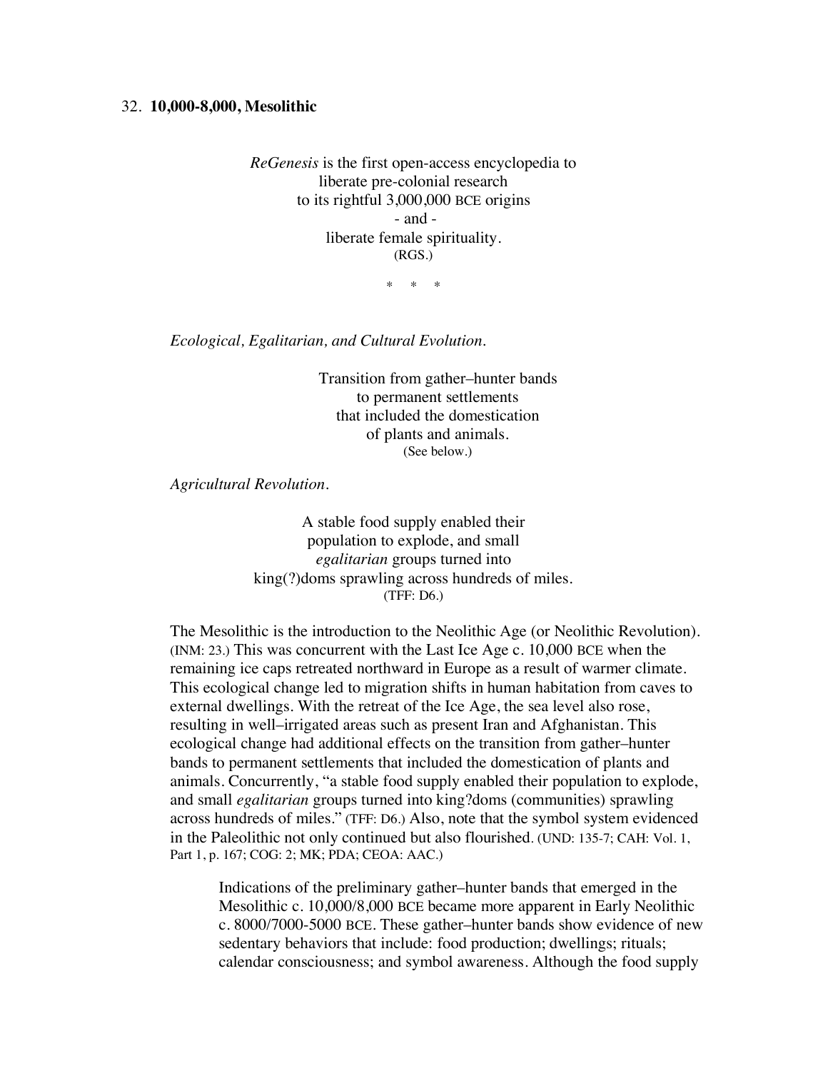32. **10,000-8,000, Mesolithic**

*ReGenesis* is the first open-access encyclopedia to
liberate pre-colonial research
to its rightful 3,000,000 BCE origins
- and -
liberate female spirituality.
(RGS.)

\* \* \*

*Ecological, Egalitarian, and Cultural Evolution.*

Transition from gather–hunter bands
to permanent settlements
that included the domestication
of plants and animals.
(See below.)

*Agricultural Revolution.*

A stable food supply enabled their
population to explode, and small
*egalitarian* groups turned into
king(?)doms sprawling across hundreds of miles.
(TFF: D6.)

The Mesolithic is the introduction to the Neolithic Age (or Neolithic Revolution). (INM: 23.) This was concurrent with the Last Ice Age c. 10,000 BCE when the remaining ice caps retreated northward in Europe as a result of warmer climate. This ecological change led to migration shifts in human habitation from caves to external dwellings. With the retreat of the Ice Age, the sea level also rose, resulting in well–irrigated areas such as present Iran and Afghanistan. This ecological change had additional effects on the transition from gather–hunter bands to permanent settlements that included the domestication of plants and animals. Concurrently, "a stable food supply enabled their population to explode, and small *egalitarian* groups turned into king?doms (communities) sprawling across hundreds of miles." (TFF: D6.) Also, note that the symbol system evidenced in the Paleolithic not only continued but also flourished. (UND: 135-7; CAH: Vol. 1, Part 1, p. 167; COG: 2; MK; PDA; CEOA: AAC.)

> Indications of the preliminary gather–hunter bands that emerged in the Mesolithic c. 10,000/8,000 BCE became more apparent in Early Neolithic c. 8000/7000-5000 BCE. These gather–hunter bands show evidence of new sedentary behaviors that include: food production; dwellings; rituals; calendar consciousness; and symbol awareness. Although the food supply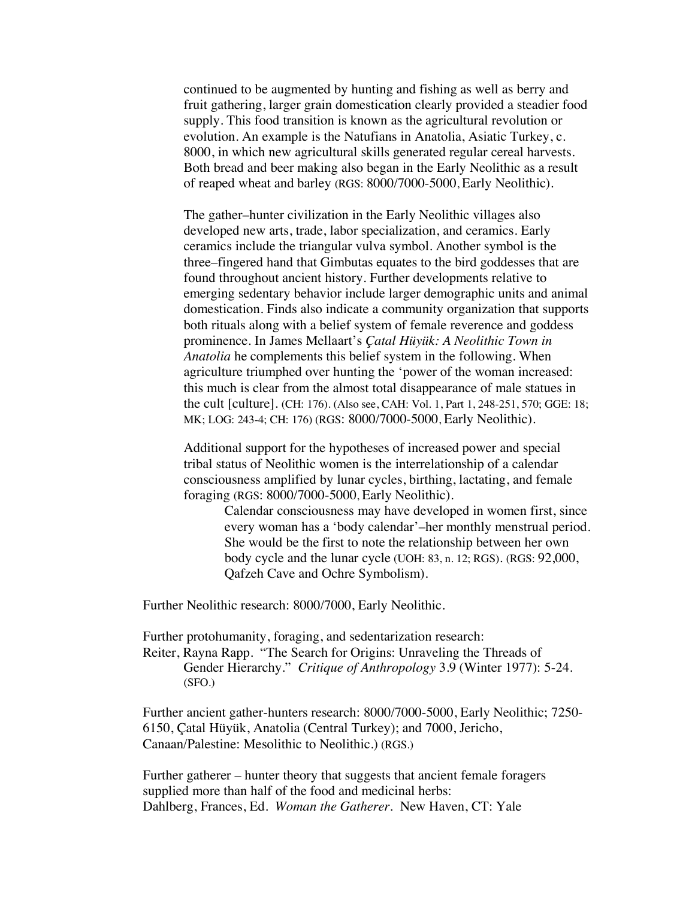continued to be augmented by hunting and fishing as well as berry and fruit gathering, larger grain domestication clearly provided a steadier food supply. This food transition is known as the agricultural revolution or evolution. An example is the Natufians in Anatolia, Asiatic Turkey, c. 8000, in which new agricultural skills generated regular cereal harvests. Both bread and beer making also began in the Early Neolithic as a result of reaped wheat and barley (RGS: 8000/7000-5000, Early Neolithic).

The gather–hunter civilization in the Early Neolithic villages also developed new arts, trade, labor specialization, and ceramics. Early ceramics include the triangular vulva symbol. Another symbol is the three–fingered hand that Gimbutas equates to the bird goddesses that are found throughout ancient history. Further developments relative to emerging sedentary behavior include larger demographic units and animal domestication. Finds also indicate a community organization that supports both rituals along with a belief system of female reverence and goddess prominence. In James Mellaart's *Çatal Hüyük: A Neolithic Town in Anatolia* he complements this belief system in the following. When agriculture triumphed over hunting the 'power of the woman increased: this much is clear from the almost total disappearance of male statues in the cult [culture]. (CH: 176). (Also see, CAH: Vol. 1, Part 1, 248-251, 570; GGE: 18; MK; LOG: 243-4; CH: 176) (RGS: 8000/7000-5000, Early Neolithic).

Additional support for the hypotheses of increased power and special tribal status of Neolithic women is the interrelationship of a calendar consciousness amplified by lunar cycles, birthing, lactating, and female foraging (RGS: 8000/7000-5000, Early Neolithic).

> Calendar consciousness may have developed in women first, since every woman has a 'body calendar'–her monthly menstrual period. She would be the first to note the relationship between her own body cycle and the lunar cycle (UOH: 83, n. 12; RGS). (RGS: 92,000, Qafzeh Cave and Ochre Symbolism).

Further Neolithic research: 8000/7000, Early Neolithic.

Further protohumanity, foraging, and sedentarization research:
Reiter, Rayna Rapp. "The Search for Origins: Unraveling the Threads of Gender Hierarchy." *Critique of Anthropology* 3.9 (Winter 1977): 5-24. (SFO.)

Further ancient gather-hunters research: 8000/7000-5000, Early Neolithic; 7250-6150, Çatal Hüyük, Anatolia (Central Turkey); and 7000, Jericho, Canaan/Palestine: Mesolithic to Neolithic.) (RGS.)

Further gatherer – hunter theory that suggests that ancient female foragers supplied more than half of the food and medicinal herbs:
Dahlberg, Frances, Ed. *Woman the Gatherer*. New Haven, CT: Yale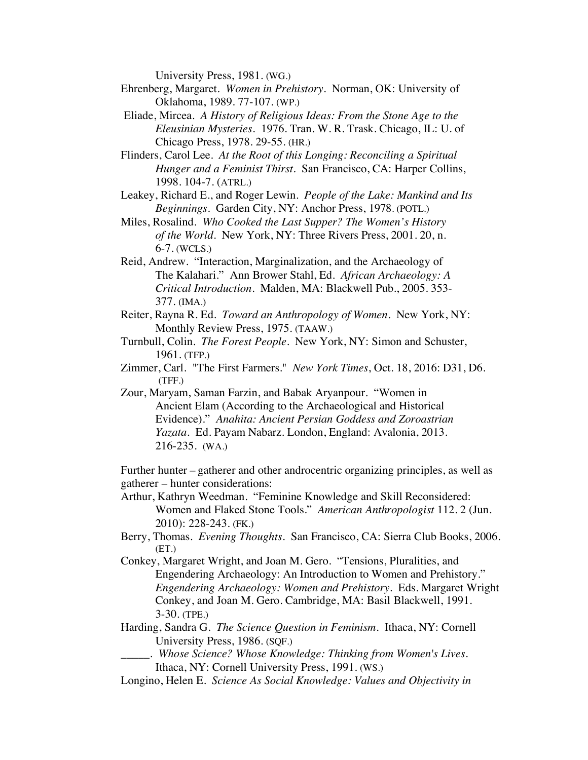University Press, 1981. (WG.)

Ehrenberg, Margaret. *Women in Prehistory*. Norman, OK: University of Oklahoma, 1989. 77-107. (WP.)

Eliade, Mircea. *A History of Religious Ideas: From the Stone Age to the Eleusinian Mysteries*. 1976. Tran. W. R. Trask. Chicago, IL: U. of Chicago Press, 1978. 29-55. (HR.)

Flinders, Carol Lee. *At the Root of this Longing: Reconciling a Spiritual Hunger and a Feminist Thirst*. San Francisco, CA: Harper Collins, 1998. 104-7. (ATRL.)

Leakey, Richard E., and Roger Lewin. *People of the Lake: Mankind and Its Beginnings*. Garden City, NY: Anchor Press, 1978. (POTL.)

Miles, Rosalind. *Who Cooked the Last Supper? The Women's History of the World*. New York, NY: Three Rivers Press, 2001. 20, n. 6-7. (WCLS.)

Reid, Andrew. "Interaction, Marginalization, and the Archaeology of The Kalahari." Ann Brower Stahl, Ed. *African Archaeology: A Critical Introduction*. Malden, MA: Blackwell Pub., 2005. 353-377. (IMA.)

Reiter, Rayna R. Ed. *Toward an Anthropology of Women*. New York, NY: Monthly Review Press, 1975. (TAAW.)

Turnbull, Colin. *The Forest People*. New York, NY: Simon and Schuster, 1961. (TFP.)

Zimmer, Carl. "The First Farmers." *New York Times*, Oct. 18, 2016: D31, D6. (TFF.)

Zour, Maryam, Saman Farzin, and Babak Aryanpour. "Women in Ancient Elam (According to the Archaeological and Historical Evidence)." *Anahita: Ancient Persian Goddess and Zoroastrian Yazata*. Ed. Payam Nabarz. London, England: Avalonia, 2013. 216-235. (WA.)

Further hunter – gatherer and other androcentric organizing principles, as well as gatherer – hunter considerations:

Arthur, Kathryn Weedman. "Feminine Knowledge and Skill Reconsidered: Women and Flaked Stone Tools." *American Anthropologist* 112. 2 (Jun. 2010): 228-243. (FK.)

Berry, Thomas. *Evening Thoughts*. San Francisco, CA: Sierra Club Books, 2006. (ET.)

Conkey, Margaret Wright, and Joan M. Gero. "Tensions, Pluralities, and Engendering Archaeology: An Introduction to Women and Prehistory." *Engendering Archaeology: Women and Prehistory*. Eds. Margaret Wright Conkey, and Joan M. Gero. Cambridge, MA: Basil Blackwell, 1991. 3-30. (TPE.)

Harding, Sandra G. *The Science Question in Feminism*. Ithaca, NY: Cornell University Press, 1986. (SQF.)

_____. *Whose Science? Whose Knowledge: Thinking from Women's Lives*. Ithaca, NY: Cornell University Press, 1991. (WS.)

Longino, Helen E. *Science As Social Knowledge: Values and Objectivity in*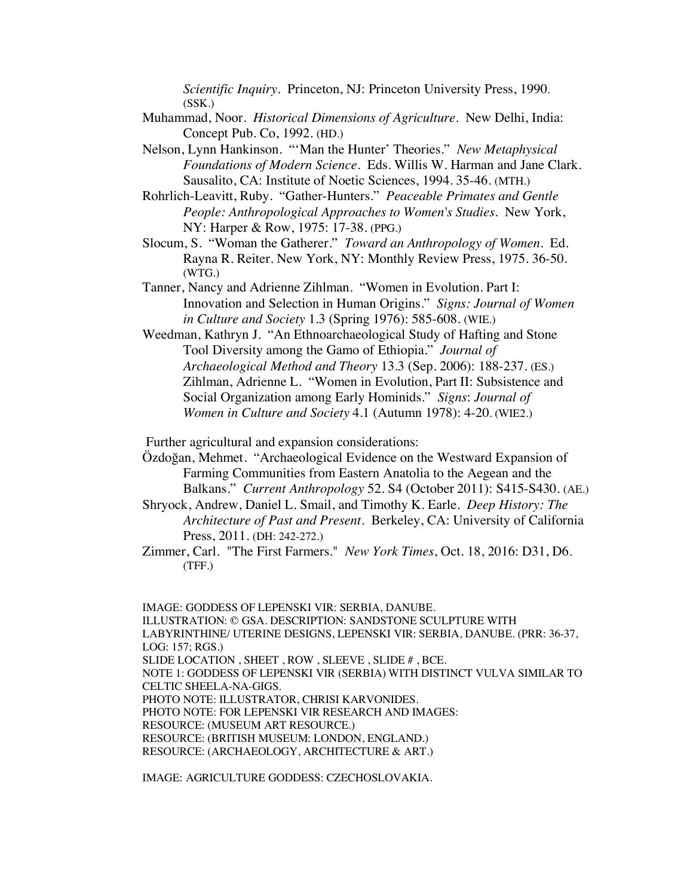*Scientific Inquiry*. Princeton, NJ: Princeton University Press, 1990. (SSK.)

Muhammad, Noor. *Historical Dimensions of Agriculture*. New Delhi, India: Concept Pub. Co, 1992. (HD.)

Nelson, Lynn Hankinson. "'Man the Hunter' Theories." *New Metaphysical Foundations of Modern Science*. Eds. Willis W. Harman and Jane Clark. Sausalito, CA: Institute of Noetic Sciences, 1994. 35-46. (MTH.)

Rohrlich-Leavitt, Ruby. "Gather-Hunters." *Peaceable Primates and Gentle People: Anthropological Approaches to Women's Studies*. New York, NY: Harper & Row, 1975: 17-38. (PPG.)

Slocum, S. "Woman the Gatherer." *Toward an Anthropology of Women*. Ed. Rayna R. Reiter. New York, NY: Monthly Review Press, 1975. 36-50. (WTG.)

Tanner, Nancy and Adrienne Zihlman. "Women in Evolution. Part I: Innovation and Selection in Human Origins." *Signs: Journal of Women in Culture and Society* 1.3 (Spring 1976): 585-608. (WIE.)

Weedman, Kathryn J. "An Ethnoarchaeological Study of Hafting and Stone Tool Diversity among the Gamo of Ethiopia." *Journal of Archaeological Method and Theory* 13.3 (Sep. 2006): 188-237. (ES.) Zihlman, Adrienne L. "Women in Evolution, Part II: Subsistence and Social Organization among Early Hominids." *Signs*: *Journal of Women in Culture and Society* 4.1 (Autumn 1978): 4-20. (WIE2.)

Further agricultural and expansion considerations:

Özdoğan, Mehmet. "Archaeological Evidence on the Westward Expansion of Farming Communities from Eastern Anatolia to the Aegean and the Balkans." *Current Anthropology* 52. S4 (October 2011): S415-S430. (AE.)

Shryock, Andrew, Daniel L. Smail, and Timothy K. Earle. *Deep History: The Architecture of Past and Present*. Berkeley, CA: University of California Press, 2011. (DH: 242-272.)

Zimmer, Carl. "The First Farmers." *New York Times*, Oct. 18, 2016: D31, D6. (TFF.)

IMAGE: GODDESS OF LEPENSKI VIR: SERBIA, DANUBE.
ILLUSTRATION: © GSA. DESCRIPTION: SANDSTONE SCULPTURE WITH LABYRINTHINE/ UTERINE DESIGNS, LEPENSKI VIR: SERBIA, DANUBE. (PRR: 36-37, LOG: 157; RGS.)
SLIDE LOCATION , SHEET , ROW , SLEEVE , SLIDE # , BCE.
NOTE 1: GODDESS OF LEPENSKI VIR (SERBIA) WITH DISTINCT VULVA SIMILAR TO CELTIC SHEELA-NA-GIGS.
PHOTO NOTE: ILLUSTRATOR, CHRISI KARVONIDES.
PHOTO NOTE: FOR LEPENSKI VIR RESEARCH AND IMAGES:
RESOURCE: (MUSEUM ART RESOURCE.)
RESOURCE: (BRITISH MUSEUM: LONDON, ENGLAND.)
RESOURCE: (ARCHAEOLOGY, ARCHITECTURE & ART.)

IMAGE: AGRICULTURE GODDESS: CZECHOSLOVAKIA.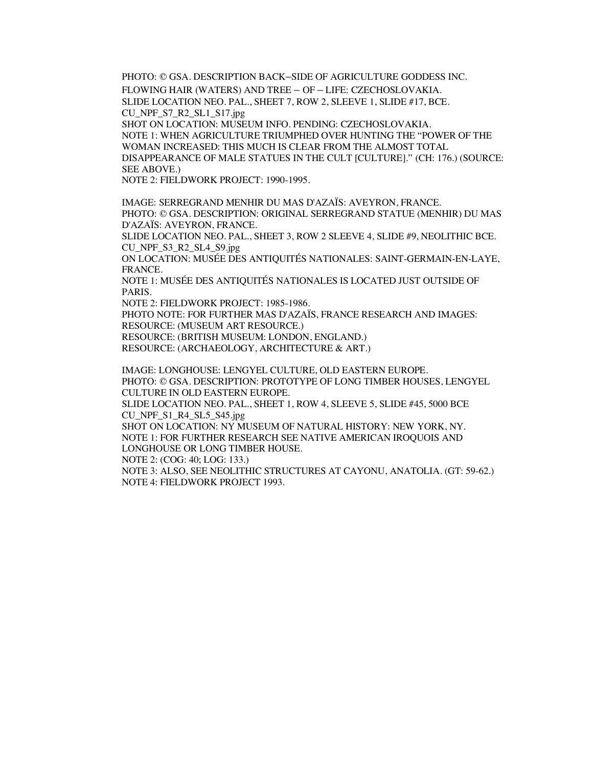PHOTO: © GSA. DESCRIPTION BACK–SIDE OF AGRICULTURE GODDESS INC. FLOWING HAIR (WATERS) AND TREE – OF – LIFE: CZECHOSLOVAKIA.
SLIDE LOCATION NEO. PAL., SHEET 7, ROW 2, SLEEVE 1, SLIDE #17, BCE.
CU_NPF_S7_R2_SL1_S17.jpg
SHOT ON LOCATION: MUSEUM INFO. PENDING: CZECHOSLOVAKIA.
NOTE 1: WHEN AGRICULTURE TRIUMPHED OVER HUNTING THE "POWER OF THE WOMAN INCREASED: THIS MUCH IS CLEAR FROM THE ALMOST TOTAL DISAPPEARANCE OF MALE STATUES IN THE CULT [CULTURE]." (CH: 176.) (SOURCE: SEE ABOVE.)
NOTE 2: FIELDWORK PROJECT: 1990-1995.

IMAGE: SERREGRAND MENHIR DU MAS D'AZAÏS: AVEYRON, FRANCE.
PHOTO: © GSA. DESCRIPTION: ORIGINAL SERREGRAND STATUE (MENHIR) DU MAS D'AZAÏS: AVEYRON, FRANCE.
SLIDE LOCATION NEO. PAL., SHEET 3, ROW 2 SLEEVE 4, SLIDE #9, NEOLITHIC BCE.
CU_NPF_S3_R2_SL4_S9.jpg
ON LOCATION: MUSÉE DES ANTIQUITÉS NATIONALES: SAINT-GERMAIN-EN-LAYE, FRANCE.
NOTE 1: MUSÉE DES ANTIQUITÉS NATIONALES IS LOCATED JUST OUTSIDE OF PARIS.
NOTE 2: FIELDWORK PROJECT: 1985-1986.
PHOTO NOTE: FOR FURTHER MAS D'AZAÏS, FRANCE RESEARCH AND IMAGES:
RESOURCE: (MUSEUM ART RESOURCE.)
RESOURCE: (BRITISH MUSEUM: LONDON, ENGLAND.)
RESOURCE: (ARCHAEOLOGY, ARCHITECTURE & ART.)

IMAGE: LONGHOUSE: LENGYEL CULTURE, OLD EASTERN EUROPE.
PHOTO: © GSA. DESCRIPTION: PROTOTYPE OF LONG TIMBER HOUSES, LENGYEL CULTURE IN OLD EASTERN EUROPE.
SLIDE LOCATION NEO. PAL., SHEET 1, ROW 4, SLEEVE 5, SLIDE #45, 5000 BCE
CU_NPF_S1_R4_SL5_S45.jpg
SHOT ON LOCATION: NY MUSEUM OF NATURAL HISTORY: NEW YORK, NY.
NOTE 1: FOR FURTHER RESEARCH SEE NATIVE AMERICAN IROQUOIS AND LONGHOUSE OR LONG TIMBER HOUSE.
NOTE 2: (COG: 40; LOG: 133.)
NOTE 3: ALSO, SEE NEOLITHIC STRUCTURES AT CAYONU, ANATOLIA. (GT: 59-62.)
NOTE 4: FIELDWORK PROJECT 1993.